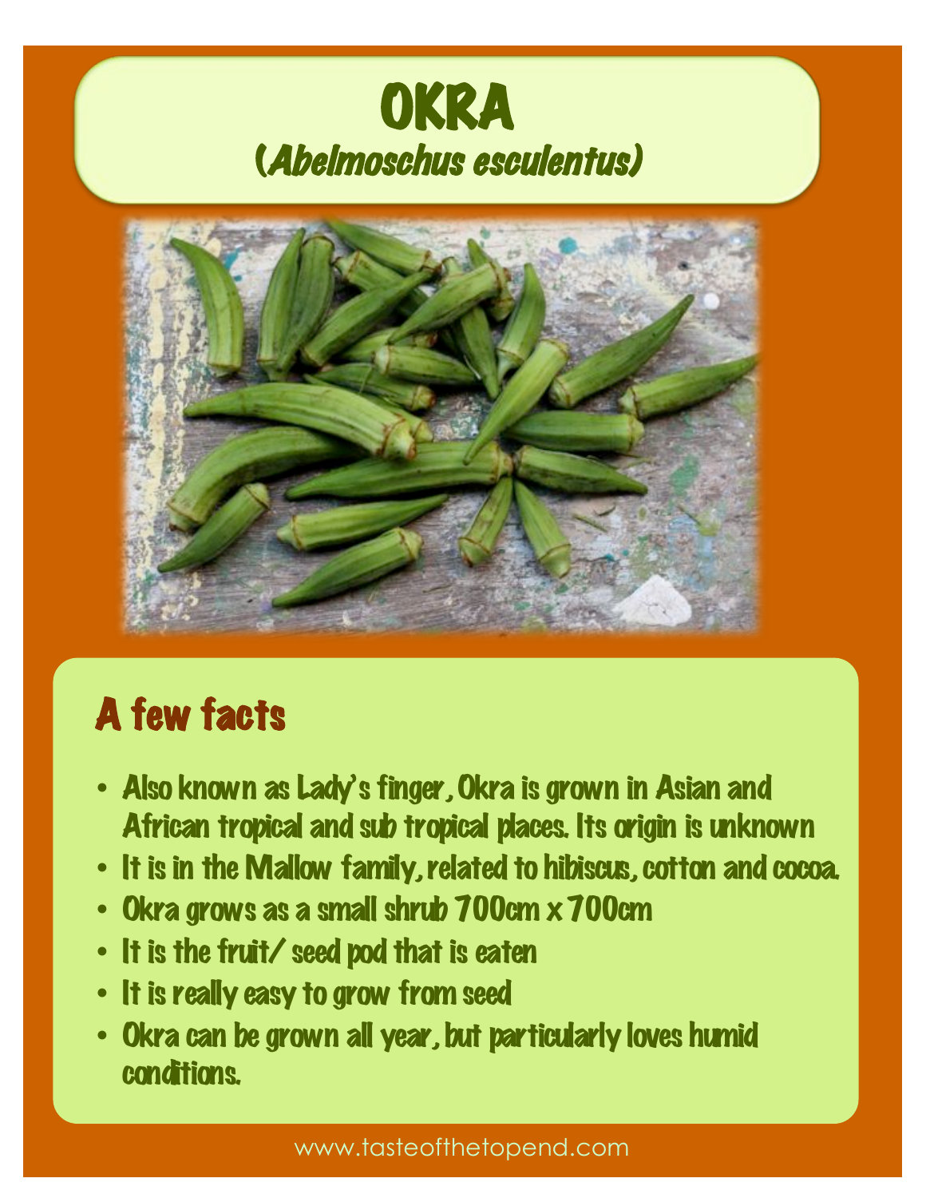# OKRA
## (*Abelmoschus esculentus*)

## A few facts

- Also known as Lady's finger, Okra is grown in Asian and African tropical and sub tropical places. Its origin is unknown
- It is in the Mallow family, related to hibiscus, cotton and cocoa.
- Okra grows as a small shrub 100cm x 100cm
- It is the fruit/ seed pod that is eaten
- It is really easy to grow from seed
- Okra can be grown all year, but particularly loves humid conditions.

www.tasteofthetopend.com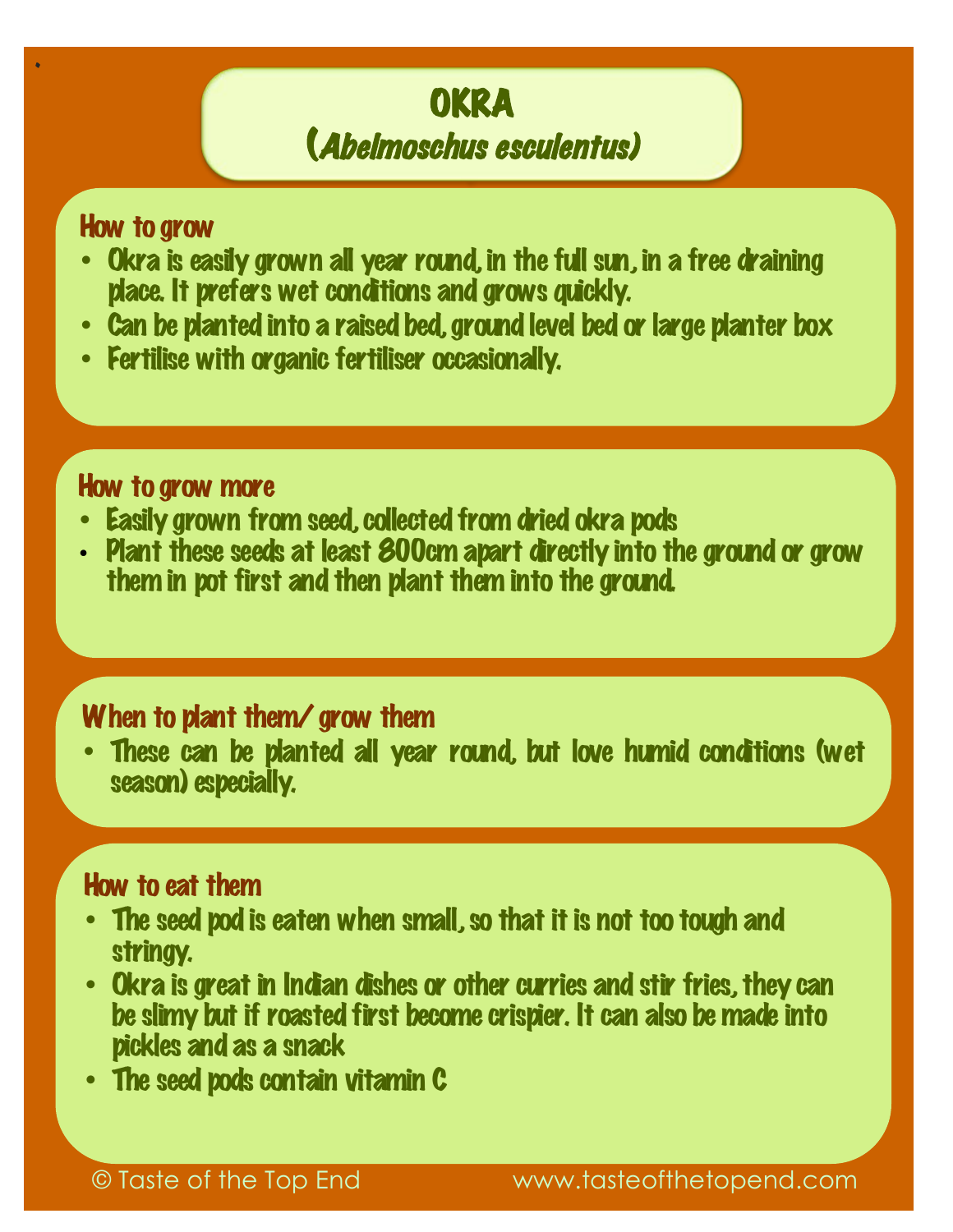# OKRA

## (*Abelmoschus esculentus*)

### How to grow

- Okra is easily grown all year round, in the full sun, in a free draining place. It prefers wet conditions and grows quickly.
- Can be planted into a raised bed, ground level bed or large planter box
- Fertilise with organic fertiliser occasionally.

### How to grow more

- Easily grown from seed, collected from dried okra pods
- Plant these seeds at least 800cm apart directly into the ground or grow them in pot first and then plant them into the ground.

### When to plant them/ grow them

- These can be planted all year round, but love humid conditions (wet season) especially.

### How to eat them

- The seed pod is eaten when small, so that it is not too tough and stringy.
- Okra is great in Indian dishes or other curries and stir fries, they can be slimy but if roasted first become crispier. It can also be made into pickles and as a snack
- The seed pods contain vitamin C

© Taste of the Top End www.tasteofthetopend.com